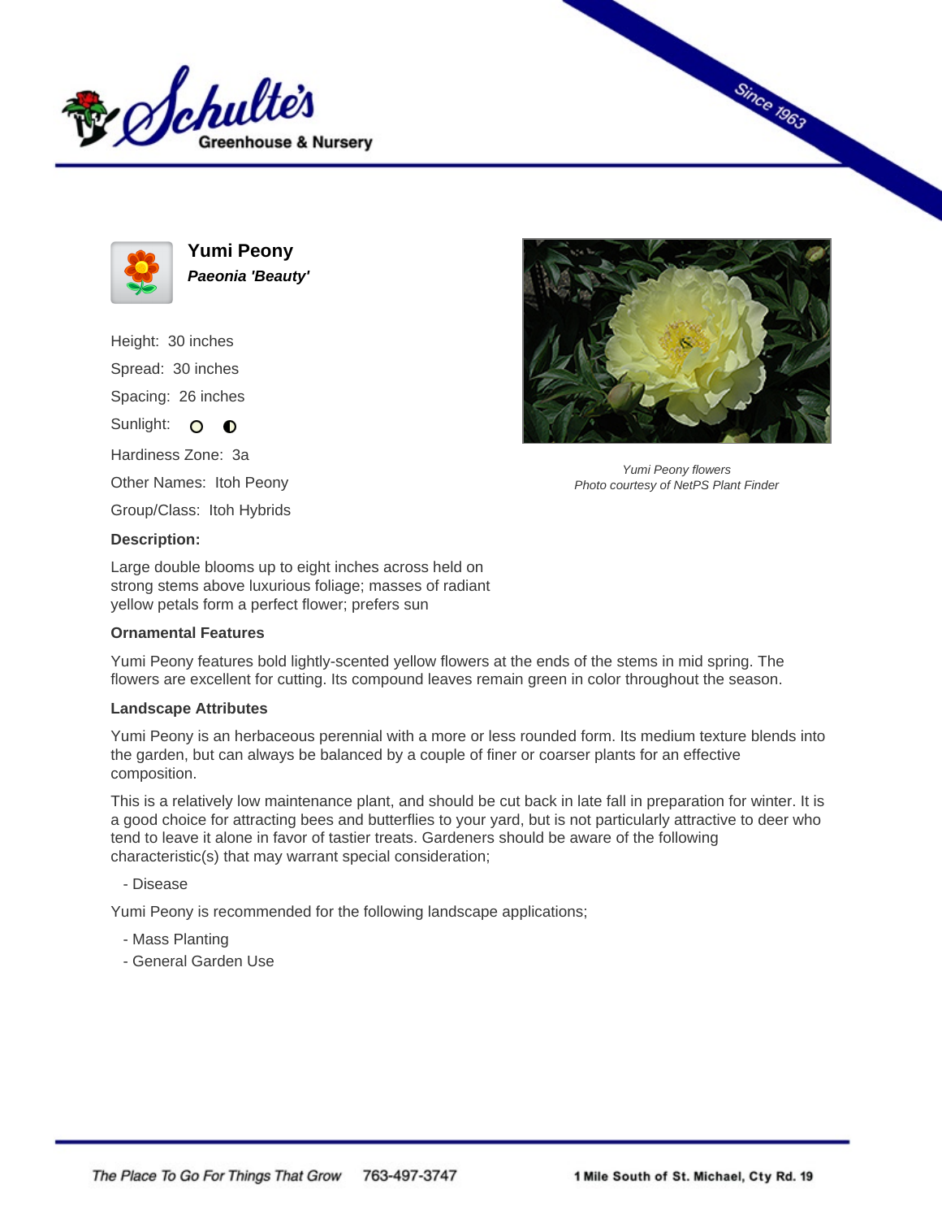# Yumi Peony

***Paeonia* 'Beauty'**

Height: 30 inches

Spread: 30 inches

Spacing: 26 inches

Sunlight:

Hardiness Zone: 3a

Other Names: Itoh Peony

Group/Class: Itoh Hybrids

*Yumi Peony flowers*
*Photo courtesy of NetPS Plant Finder*

**Description:**

Large double blooms up to eight inches across held on strong stems above luxurious foliage; masses of radiant yellow petals form a perfect flower; prefers sun

### Ornamental Features

Yumi Peony features bold lightly-scented yellow flowers at the ends of the stems in mid spring. The flowers are excellent for cutting. Its compound leaves remain green in color throughout the season.

### Landscape Attributes

Yumi Peony is an herbaceous perennial with a more or less rounded form. Its medium texture blends into the garden, but can always be balanced by a couple of finer or coarser plants for an effective composition.

This is a relatively low maintenance plant, and should be cut back in late fall in preparation for winter. It is a good choice for attracting bees and butterflies to your yard, but is not particularly attractive to deer who tend to leave it alone in favor of tastier treats. Gardeners should be aware of the following characteristic(s) that may warrant special consideration;

- Disease

Yumi Peony is recommended for the following landscape applications;

- Mass Planting
- General Garden Use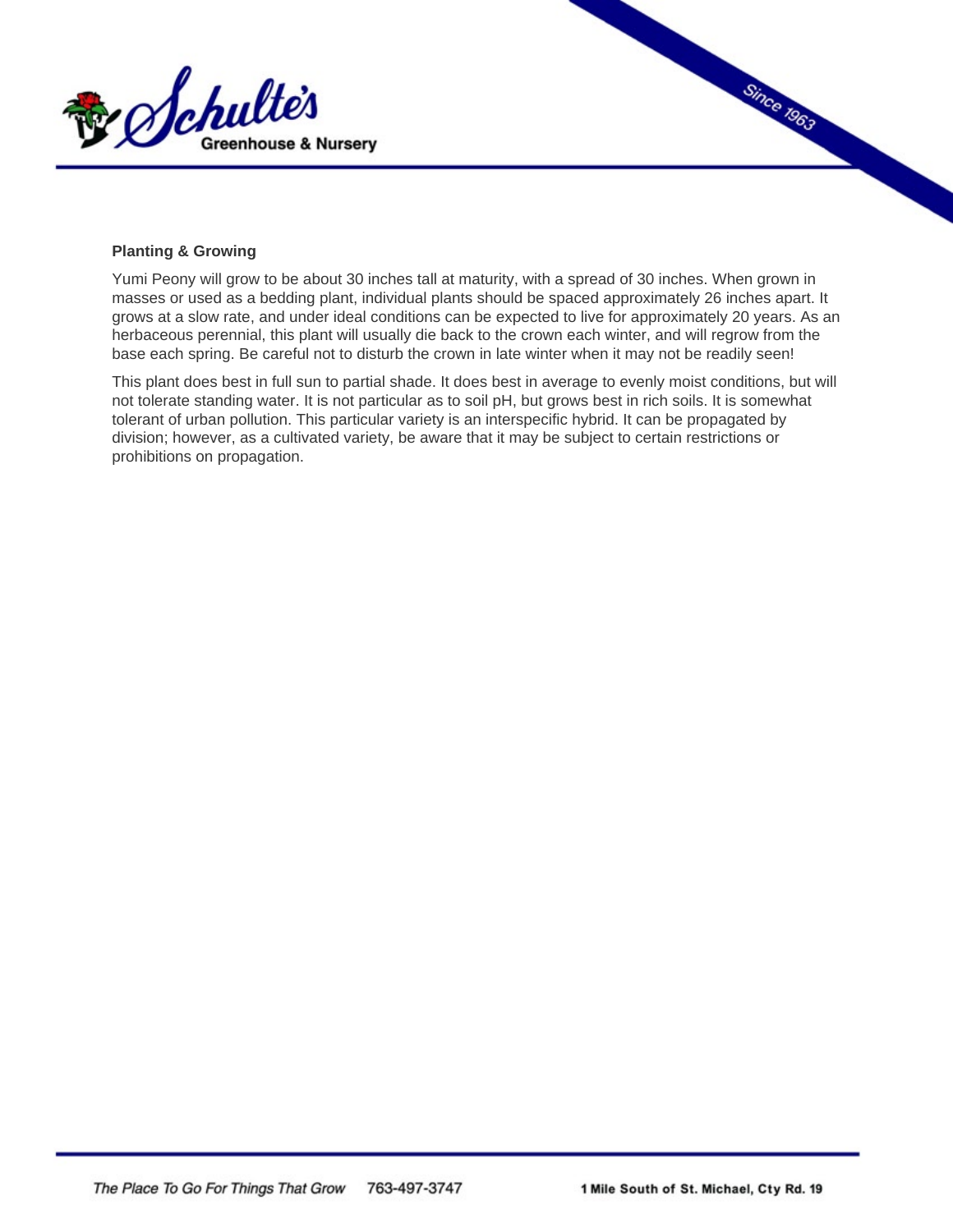### Planting & Growing

Yumi Peony will grow to be about 30 inches tall at maturity, with a spread of 30 inches. When grown in masses or used as a bedding plant, individual plants should be spaced approximately 26 inches apart. It grows at a slow rate, and under ideal conditions can be expected to live for approximately 20 years. As an herbaceous perennial, this plant will usually die back to the crown each winter, and will regrow from the base each spring. Be careful not to disturb the crown in late winter when it may not be readily seen!

This plant does best in full sun to partial shade. It does best in average to evenly moist conditions, but will not tolerate standing water. It is not particular as to soil pH, but grows best in rich soils. It is somewhat tolerant of urban pollution. This particular variety is an interspecific hybrid. It can be propagated by division; however, as a cultivated variety, be aware that it may be subject to certain restrictions or prohibitions on propagation.